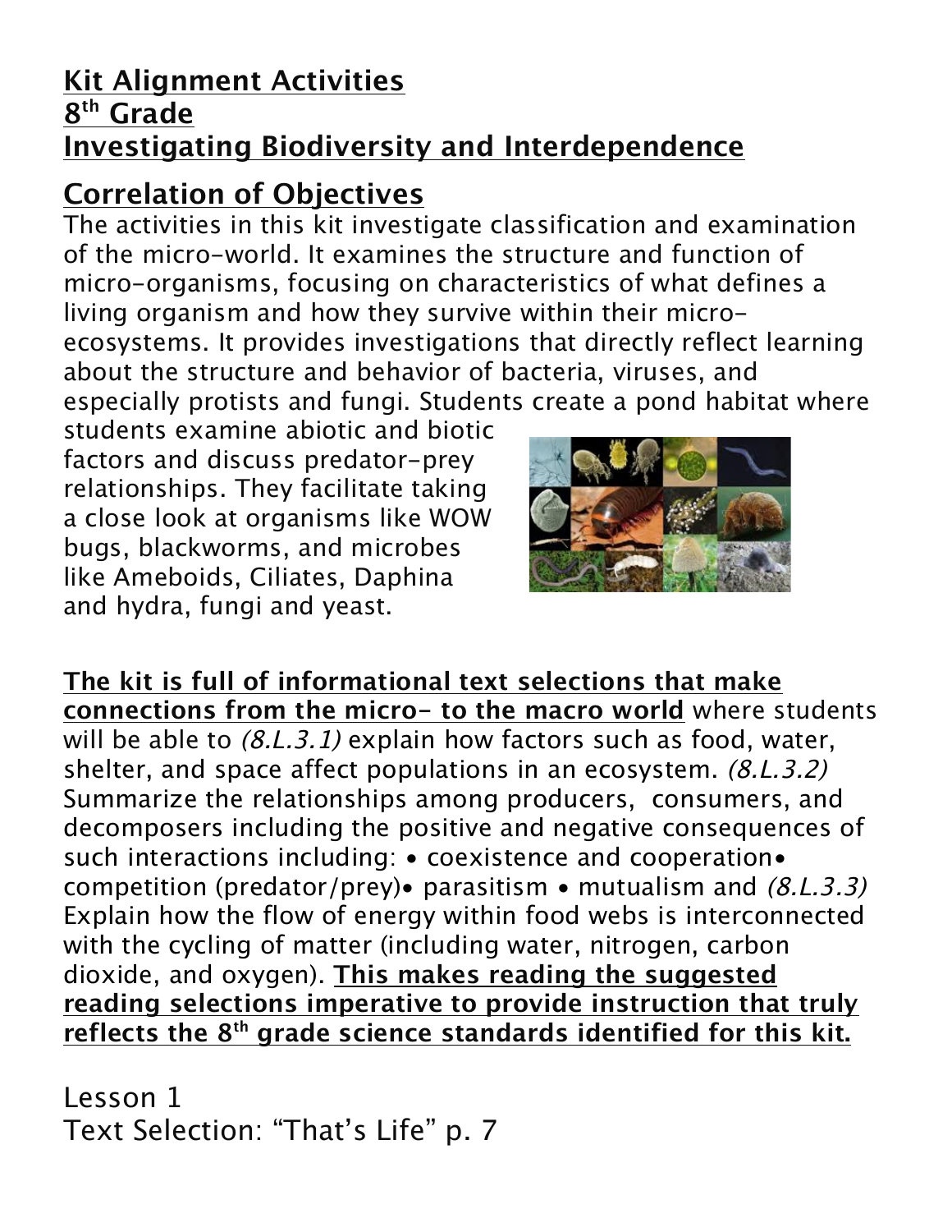# Kit Alignment Activities
## 8th Grade
## Investigating Biodiversity and Interdependence

## Correlation of Objectives

The activities in this kit investigate classification and examination of the micro-world. It examines the structure and function of micro-organisms, focusing on characteristics of what defines a living organism and how they survive within their micro-ecosystems. It provides investigations that directly reflect learning about the structure and behavior of bacteria, viruses, and especially protists and fungi. Students create a pond habitat where students examine abiotic and biotic factors and discuss predator-prey relationships. They facilitate taking a close look at organisms like WOW bugs, blackworms, and microbes like Ameboids, Ciliates, Daphina and hydra, fungi and yeast.

**The kit is full of informational text selections that make connections from the micro- to the macro world** where students will be able to *(8.L.3.1)* explain how factors such as food, water, shelter, and space affect populations in an ecosystem. *(8.L.3.2)* Summarize the relationships among producers, consumers, and decomposers including the positive and negative consequences of such interactions including: • coexistence and cooperation• competition (predator/prey)• parasitism • mutualism and *(8.L.3.3)* Explain how the flow of energy within food webs is interconnected with the cycling of matter (including water, nitrogen, carbon dioxide, and oxygen). **This makes reading the suggested reading selections imperative to provide instruction that truly reflects the 8th grade science standards identified for this kit.**

Lesson 1
Text Selection: "That's Life" p. 7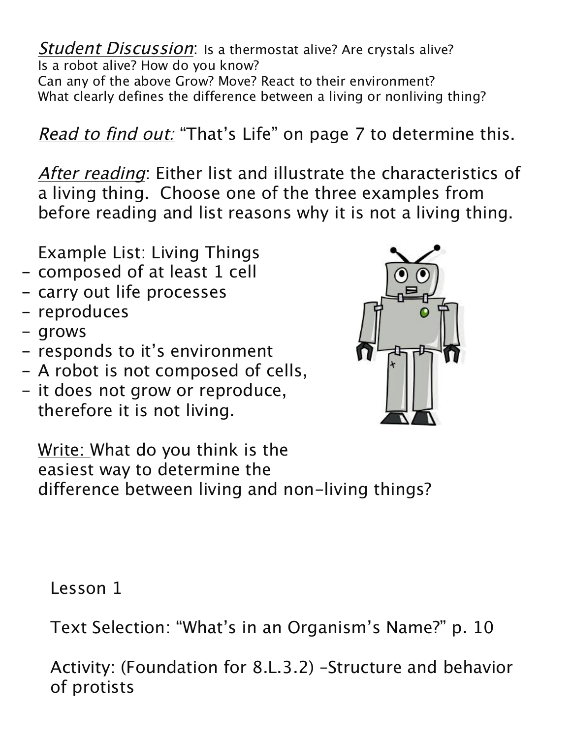*Student Discussion*: Is a thermostat alive? Are crystals alive?
Is a robot alive? How do you know?
Can any of the above Grow? Move? React to their environment?
What clearly defines the difference between a living or nonliving thing?

*Read to find out:* "That's Life" on page 7 to determine this.

*After reading*: Either list and illustrate the characteristics of a living thing. Choose one of the three examples from before reading and list reasons why it is not a living thing.

Example List: Living Things

- composed of at least 1 cell
- carry out life processes
- reproduces
- grows
- responds to it's environment
- A robot is not composed of cells,
- it does not grow or reproduce, therefore it is not living.

Write: What do you think is the easiest way to determine the difference between living and non-living things?

Lesson 1

Text Selection: "What's in an Organism's Name?" p. 10

Activity: (Foundation for 8.L.3.2) –Structure and behavior of protists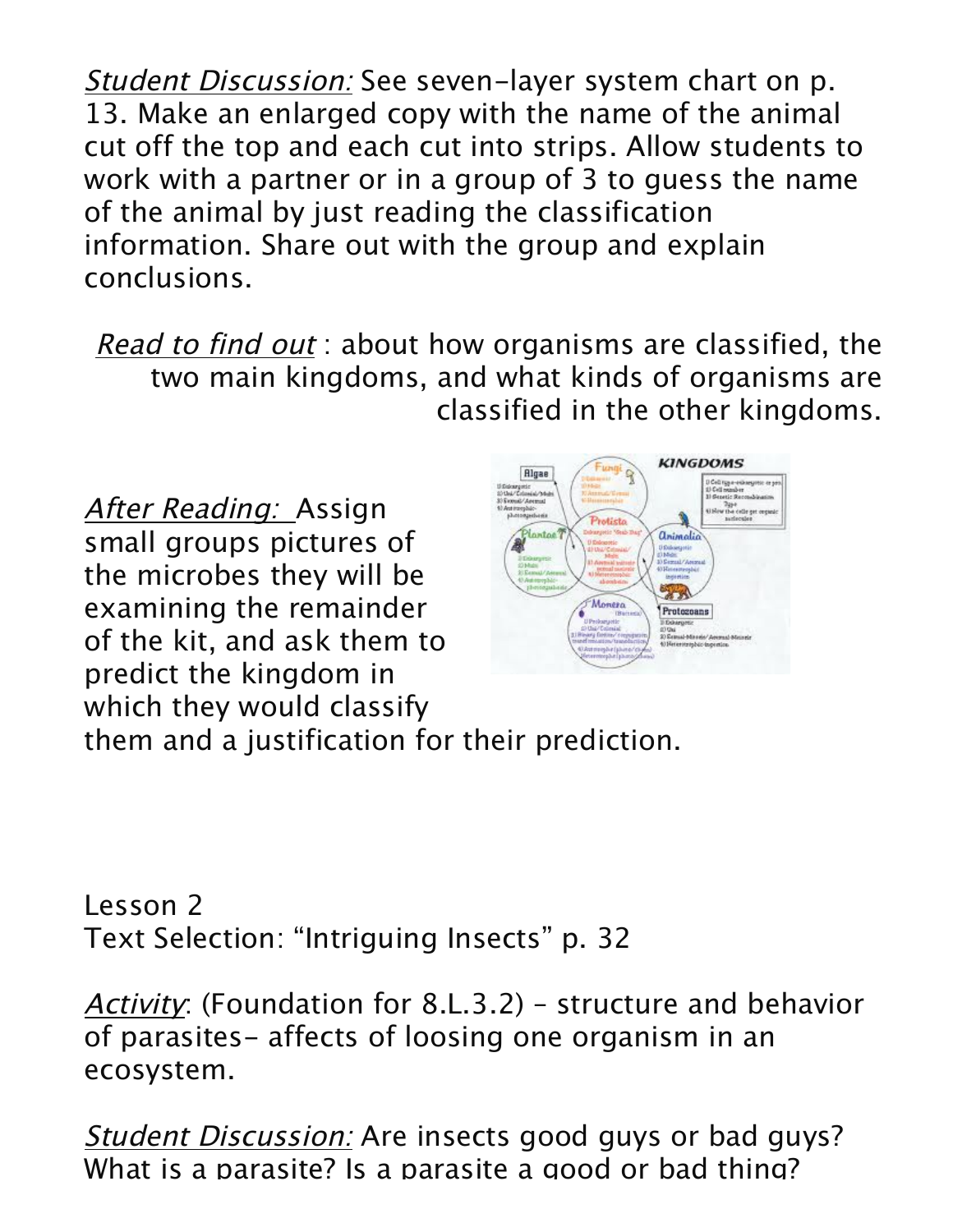*Student Discussion:* See seven-layer system chart on p. 13. Make an enlarged copy with the name of the animal cut off the top and each cut into strips. Allow students to work with a partner or in a group of 3 to guess the name of the animal by just reading the classification information. Share out with the group and explain conclusions.

*Read to find out* : about how organisms are classified, the two main kingdoms, and what kinds of organisms are classified in the other kingdoms.

*After Reading:* Assign small groups pictures of the microbes they will be examining the remainder of the kit, and ask them to predict the kingdom in which they would classify them and a justification for their prediction.

Lesson 2
Text Selection: "Intriguing Insects" p. 32

*Activity*: (Foundation for 8.L.3.2) – structure and behavior of parasites- affects of loosing one organism in an ecosystem.

*Student Discussion:* Are insects good guys or bad guys? What is a parasite? Is a parasite a good or bad thing?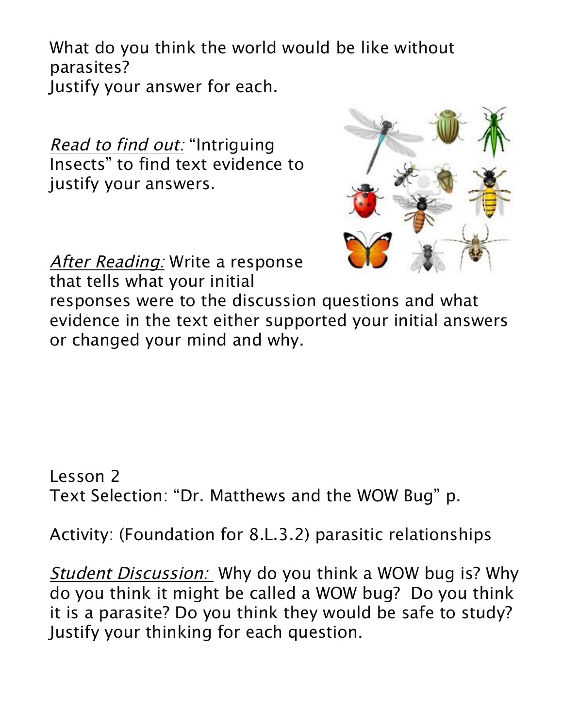What do you think the world would be like without parasites?
Justify your answer for each.

*Read to find out:* "Intriguing Insects" to find text evidence to justify your answers.

*After Reading:* Write a response that tells what your initial responses were to the discussion questions and what evidence in the text either supported your initial answers or changed your mind and why.

Lesson 2
Text Selection: "Dr. Matthews and the WOW Bug" p.

Activity: (Foundation for 8.L.3.2) parasitic relationships

*Student Discussion:* Why do you think a WOW bug is? Why do you think it might be called a WOW bug? Do you think it is a parasite? Do you think they would be safe to study? Justify your thinking for each question.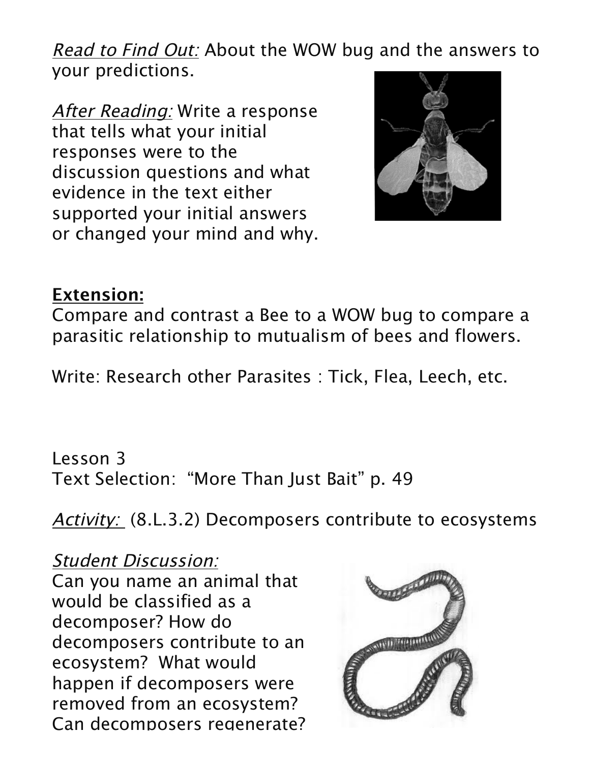*Read to Find Out:* About the WOW bug and the answers to your predictions.

*After Reading:* Write a response that tells what your initial responses were to the discussion questions and what evidence in the text either supported your initial answers or changed your mind and why.

**Extension:**

Compare and contrast a Bee to a WOW bug to compare a parasitic relationship to mutualism of bees and flowers.

Write: Research other Parasites : Tick, Flea, Leech, etc.

Lesson 3

Text Selection: "More Than Just Bait" p. 49

*Activity:* (8.L.3.2) Decomposers contribute to ecosystems

*Student Discussion:*

Can you name an animal that would be classified as a decomposer? How do decomposers contribute to an ecosystem? What would happen if decomposers were removed from an ecosystem? Can decomposers regenerate?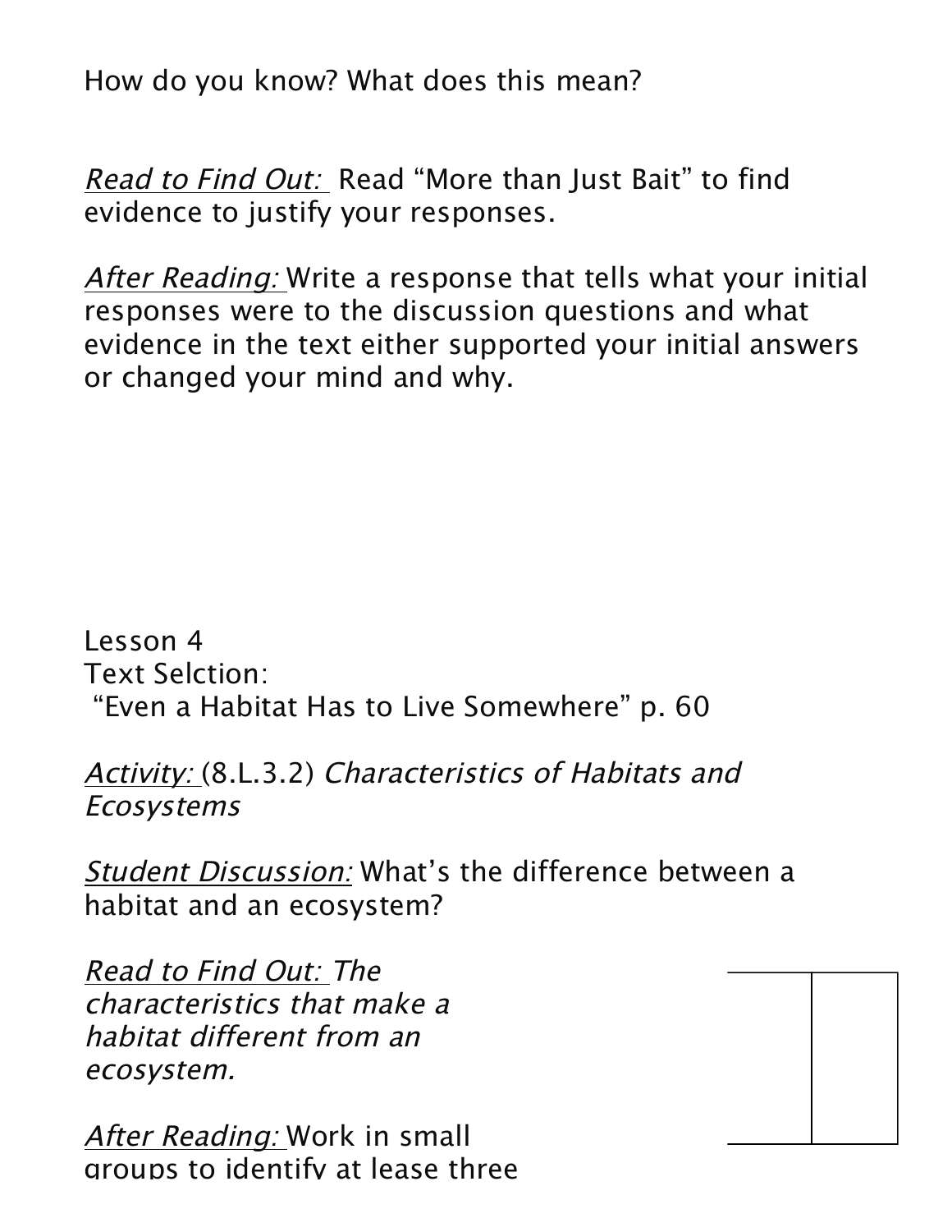How do you know? What does this mean?

*Read to Find Out:* Read "More than Just Bait" to find evidence to justify your responses.

*After Reading:* Write a response that tells what your initial responses were to the discussion questions and what evidence in the text either supported your initial answers or changed your mind and why.

Lesson 4
Text Selction:
"Even a Habitat Has to Live Somewhere" p. 60

*Activity:* (8.L.3.2) *Characteristics of Habitats and Ecosystems*

*Student Discussion:* What's the difference between a habitat and an ecosystem?

*Read to Find Out: The characteristics that make a habitat different from an ecosystem.*

| | |
|---|---|
| | |

*After Reading:* Work in small groups to identify at lease three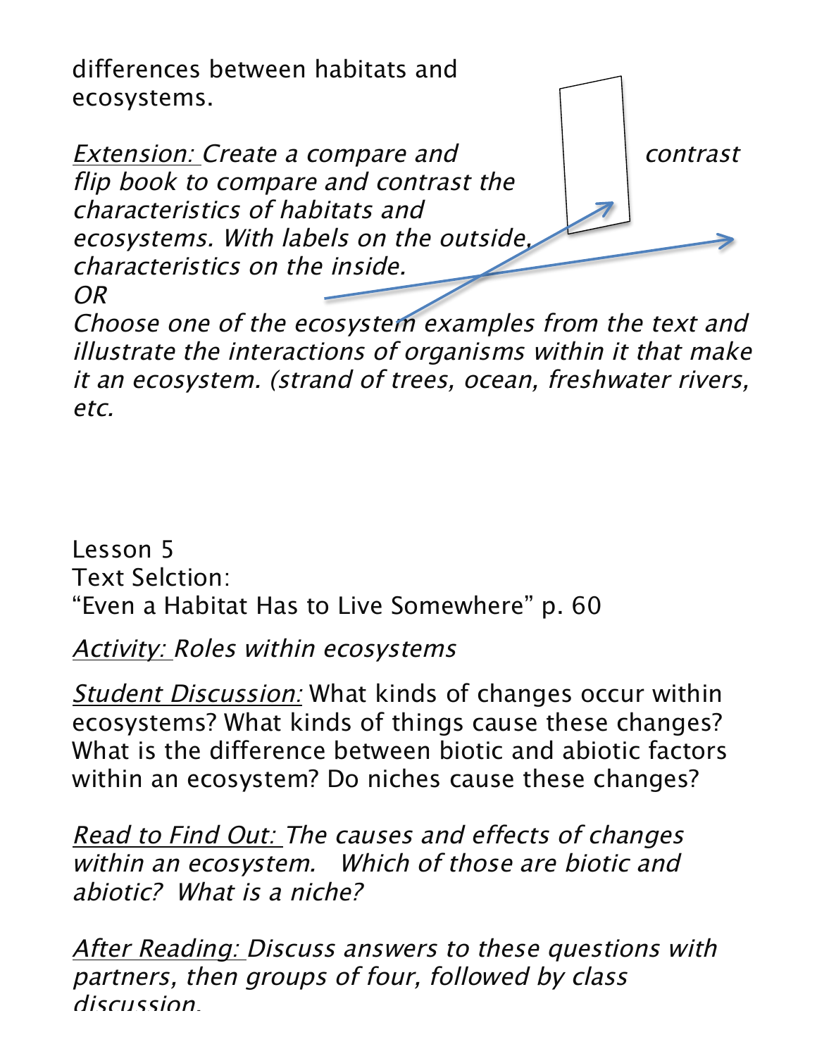differences between habitats and ecosystems.

*Extension:* *Create a compare and contrast flip book to compare and contrast the characteristics of habitats and ecosystems. With labels on the outside, characteristics on the inside.*
*OR*
*Choose one of the ecosystem examples from the text and illustrate the interactions of organisms within it that make it an ecosystem. (strand of trees, ocean, freshwater rivers, etc.*

Lesson 5
Text Selction:
"Even a Habitat Has to Live Somewhere" p. 60

*Activity:* *Roles within ecosystems*

*Student Discussion:* What kinds of changes occur within ecosystems? What kinds of things cause these changes? What is the difference between biotic and abiotic factors within an ecosystem? Do niches cause these changes?

*Read to Find Out:* *The causes and effects of changes within an ecosystem. Which of those are biotic and abiotic? What is a niche?*

*After Reading:* *Discuss answers to these questions with partners, then groups of four, followed by class discussion.*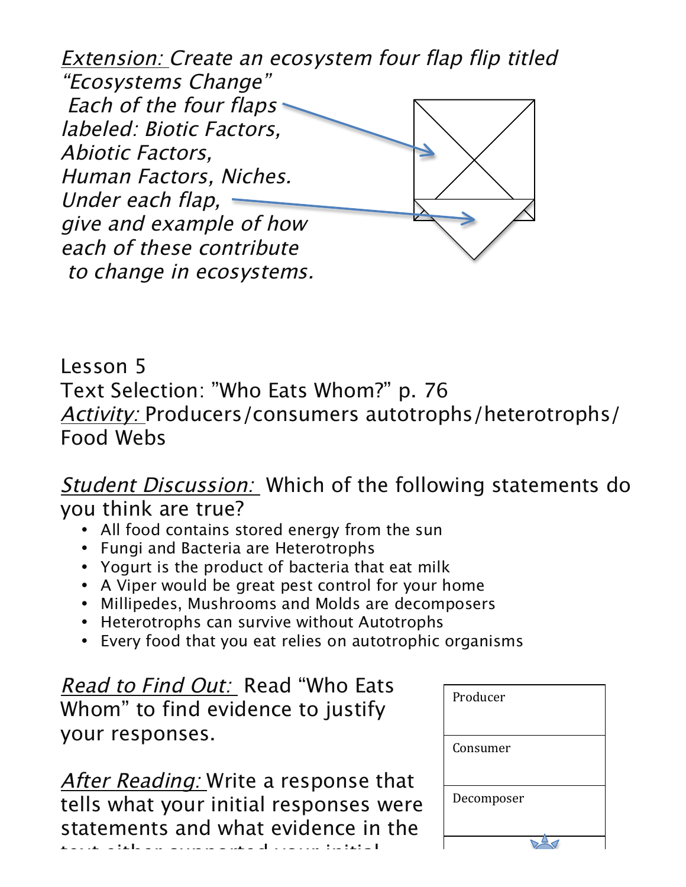*Extension: Create an ecosystem four flap flip titled "Ecosystems Change"*
*Each of the four flaps labeled: Biotic Factors, Abiotic Factors, Human Factors, Niches. Under each flap, give and example of how each of these contribute to change in ecosystems.*

Lesson 5
Text Selection: "Who Eats Whom?" p. 76
*Activity:* Producers/consumers autotrophs/heterotrophs/ Food Webs

*Student Discussion:* Which of the following statements do you think are true?

- All food contains stored energy from the sun
- Fungi and Bacteria are Heterotrophs
- Yogurt is the product of bacteria that eat milk
- A Viper would be great pest control for your home
- Millipedes, Mushrooms and Molds are decomposers
- Heterotrophs can survive without Autotrophs
- Every food that you eat relies on autotrophic organisms

*Read to Find Out:* Read "Who Eats Whom" to find evidence to justify your responses.

*After Reading:* Write a response that tells what your initial responses were statements and what evidence in the text either supported your initial

| |
|---|
| Producer |
| Consumer |
| Decomposer |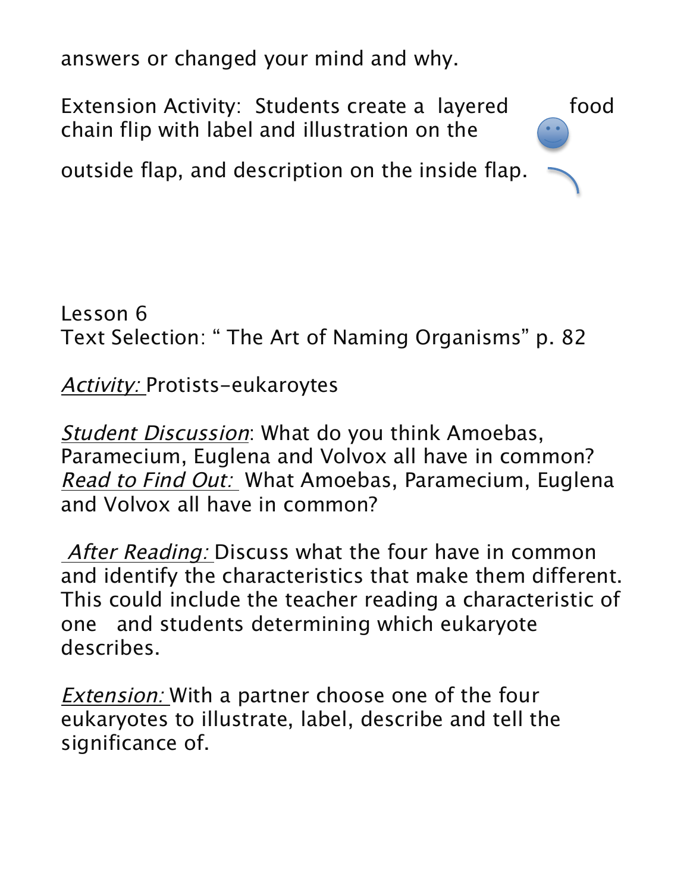answers or changed your mind and why.

Extension Activity: Students create a layered food chain flip with label and illustration on the outside flap, and description on the inside flap.

Lesson 6
Text Selection: " The Art of Naming Organisms" p. 82

*Activity:* Protists-eukaroytes

*Student Discussion*: What do you think Amoebas, Paramecium, Euglena and Volvox all have in common?
*Read to Find Out:* What Amoebas, Paramecium, Euglena and Volvox all have in common?

*After Reading:* Discuss what the four have in common and identify the characteristics that make them different. This could include the teacher reading a characteristic of one and students determining which eukaryote describes.

*Extension:* With a partner choose one of the four eukaryotes to illustrate, label, describe and tell the significance of.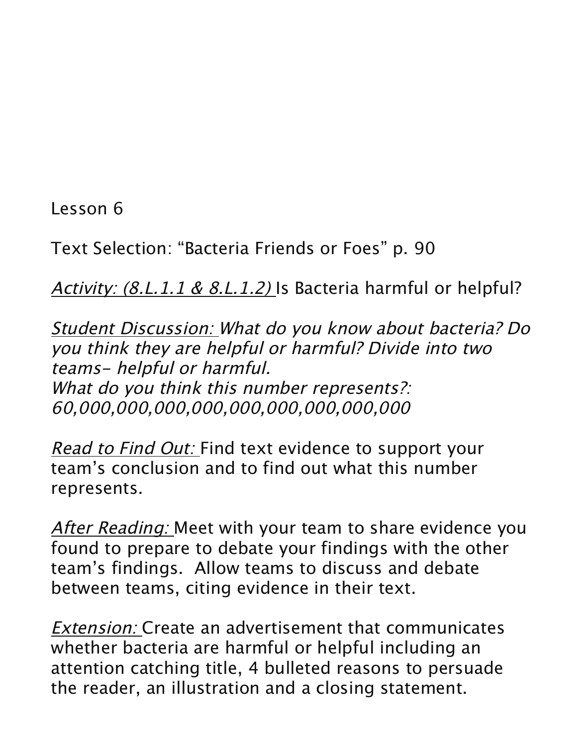Lesson 6

Text Selection: "Bacteria Friends or Foes" p. 90

*<u>Activity: (8.L.1.1 & 8.L.1.2)</u>* Is Bacteria harmful or helpful?

*<u>Student Discussion:</u> What do you know about bacteria? Do you think they are helpful or harmful? Divide into two teams- helpful or harmful.*
*What do you think this number represents?: 60,000,000,000,000,000,000,000,000,000*

*<u>Read to Find Out:</u>* Find text evidence to support your team's conclusion and to find out what this number represents.

*<u>After Reading:</u>* Meet with your team to share evidence you found to prepare to debate your findings with the other team's findings. Allow teams to discuss and debate between teams, citing evidence in their text.

*<u>Extension:</u>* Create an advertisement that communicates whether bacteria are harmful or helpful including an attention catching title, 4 bulleted reasons to persuade the reader, an illustration and a closing statement.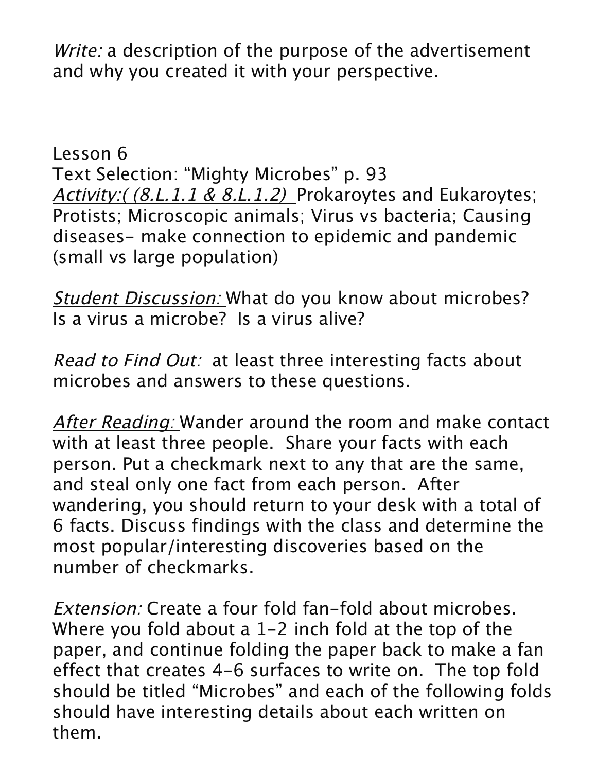*Write:* a description of the purpose of the advertisement and why you created it with your perspective.

Lesson 6
Text Selection: "Mighty Microbes" p. 93
*Activity:( (8.L.1.1 & 8.L.1.2)* Prokaroytes and Eukaroytes; Protists; Microscopic animals; Virus vs bacteria; Causing diseases- make connection to epidemic and pandemic (small vs large population)

*Student Discussion:* What do you know about microbes? Is a virus a microbe? Is a virus alive?

*Read to Find Out:* at least three interesting facts about microbes and answers to these questions.

*After Reading:* Wander around the room and make contact with at least three people. Share your facts with each person. Put a checkmark next to any that are the same, and steal only one fact from each person. After wandering, you should return to your desk with a total of 6 facts. Discuss findings with the class and determine the most popular/interesting discoveries based on the number of checkmarks.

*Extension:* Create a four fold fan-fold about microbes. Where you fold about a 1-2 inch fold at the top of the paper, and continue folding the paper back to make a fan effect that creates 4-6 surfaces to write on. The top fold should be titled "Microbes" and each of the following folds should have interesting details about each written on them.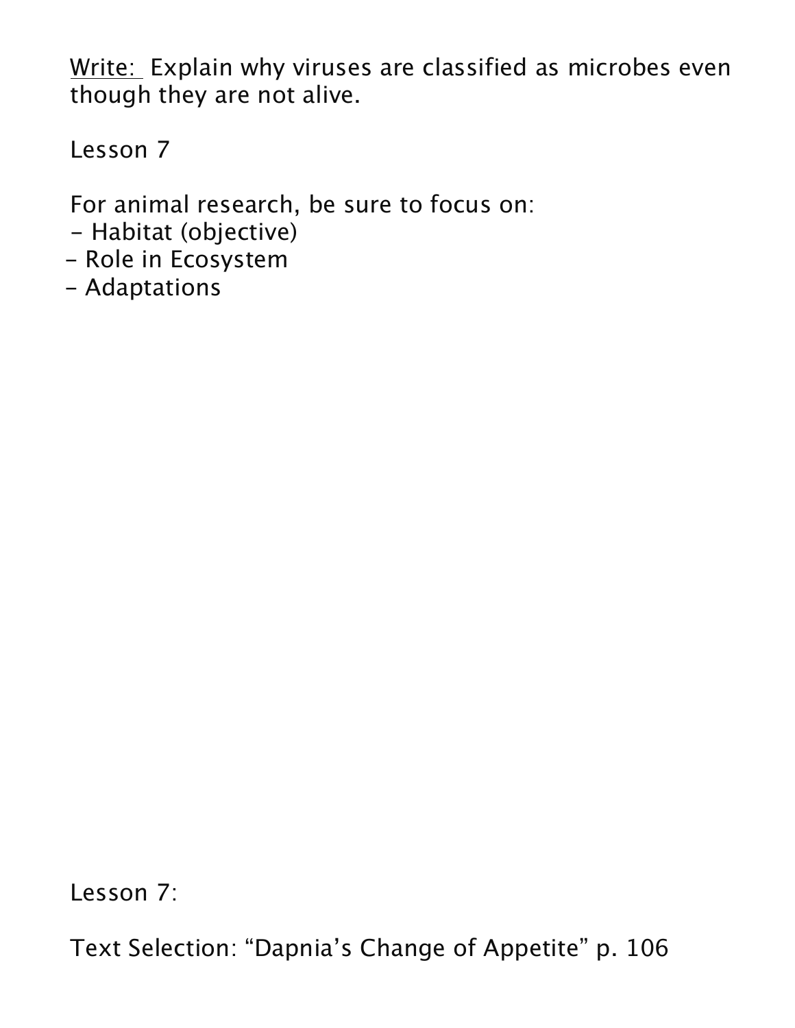<u>Write:</u> Explain why viruses are classified as microbes even though they are not alive.

Lesson 7

For animal research, be sure to focus on:

- Habitat (objective)
- Role in Ecosystem
- Adaptations

Lesson 7:

Text Selection: "Dapnia's Change of Appetite" p. 106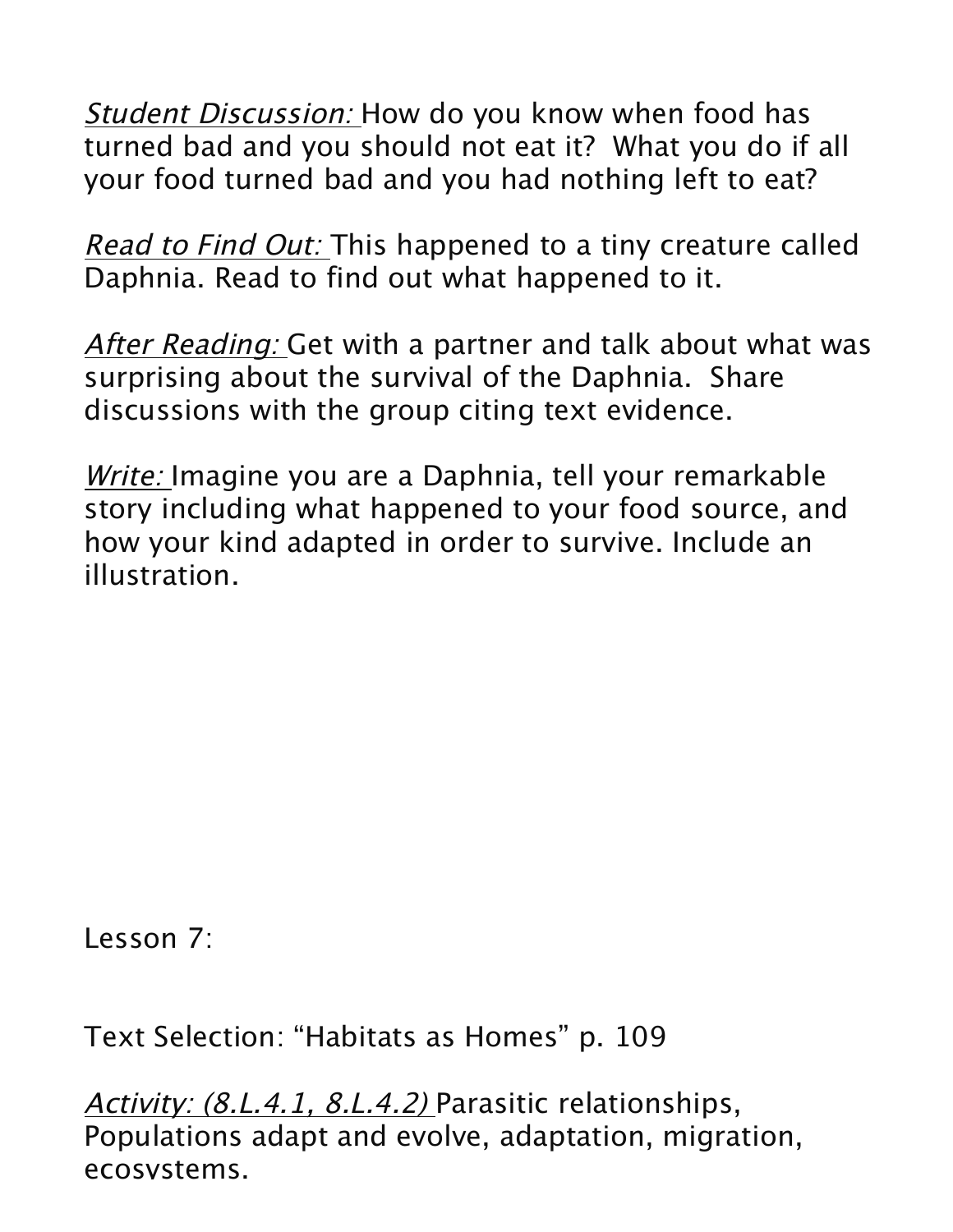*Student Discussion:* How do you know when food has turned bad and you should not eat it? What you do if all your food turned bad and you had nothing left to eat?

*Read to Find Out:* This happened to a tiny creature called Daphnia. Read to find out what happened to it.

*After Reading:* Get with a partner and talk about what was surprising about the survival of the Daphnia. Share discussions with the group citing text evidence.

*Write:* Imagine you are a Daphnia, tell your remarkable story including what happened to your food source, and how your kind adapted in order to survive. Include an illustration.

Lesson 7:

Text Selection: "Habitats as Homes" p. 109

*Activity: (8.L.4.1, 8.L.4.2)* Parasitic relationships, Populations adapt and evolve, adaptation, migration, ecosystems.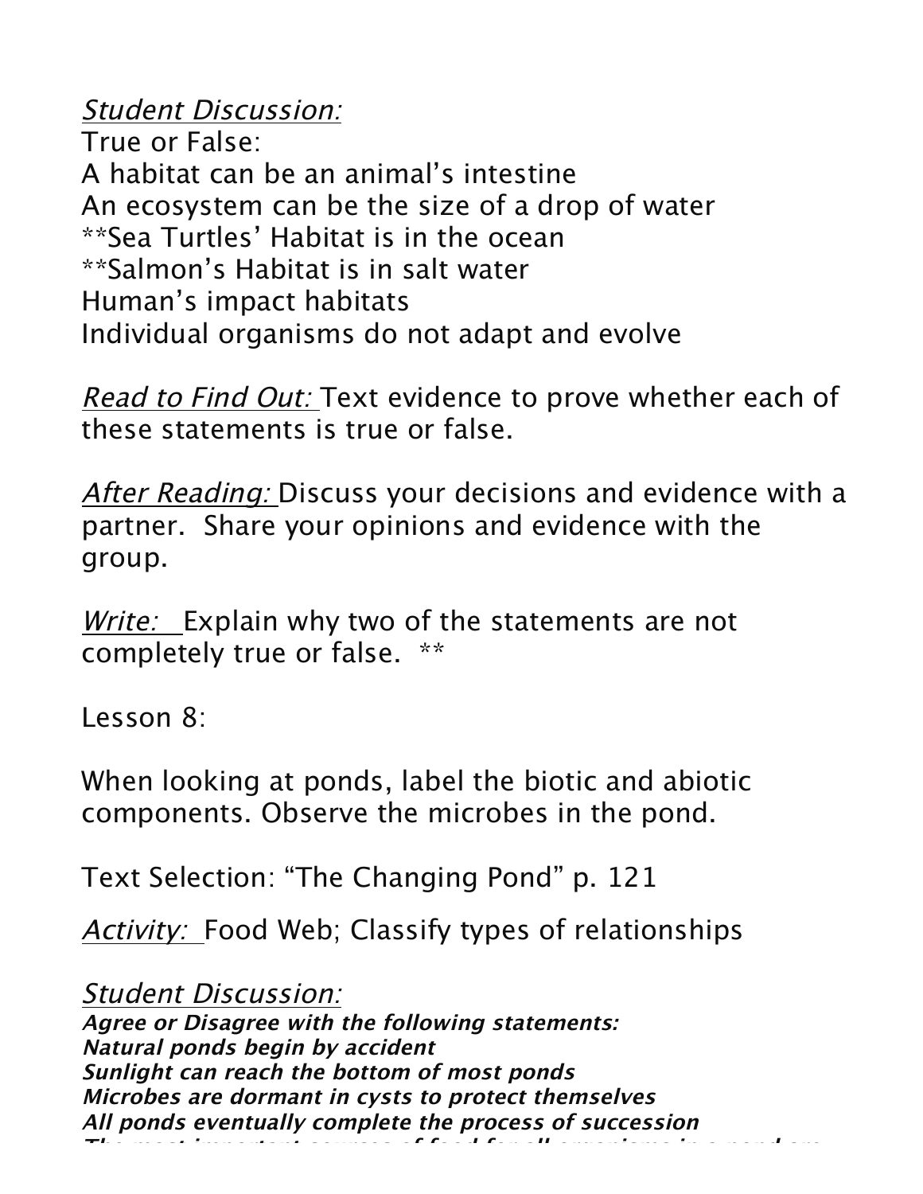*Student Discussion:*

True or False:

A habitat can be an animal's intestine

An ecosystem can be the size of a drop of water

**Sea Turtles' Habitat is in the ocean

**Salmon's Habitat is in salt water

Human's impact habitats

Individual organisms do not adapt and evolve

*Read to Find Out:* Text evidence to prove whether each of these statements is true or false.

*After Reading:* Discuss your decisions and evidence with a partner. Share your opinions and evidence with the group.

*Write:* Explain why two of the statements are not completely true or false. **

Lesson 8:

When looking at ponds, label the biotic and abiotic components. Observe the microbes in the pond.

Text Selection: "The Changing Pond" p. 121

*Activity:* Food Web; Classify types of relationships

*Student Discussion:*

***Agree or Disagree with the following statements:***

***Natural ponds begin by accident***

***Sunlight can reach the bottom of most ponds***

***Microbes are dormant in cysts to protect themselves***

***All ponds eventually complete the process of succession***

***The most important sources of food for all organisms in a pond are***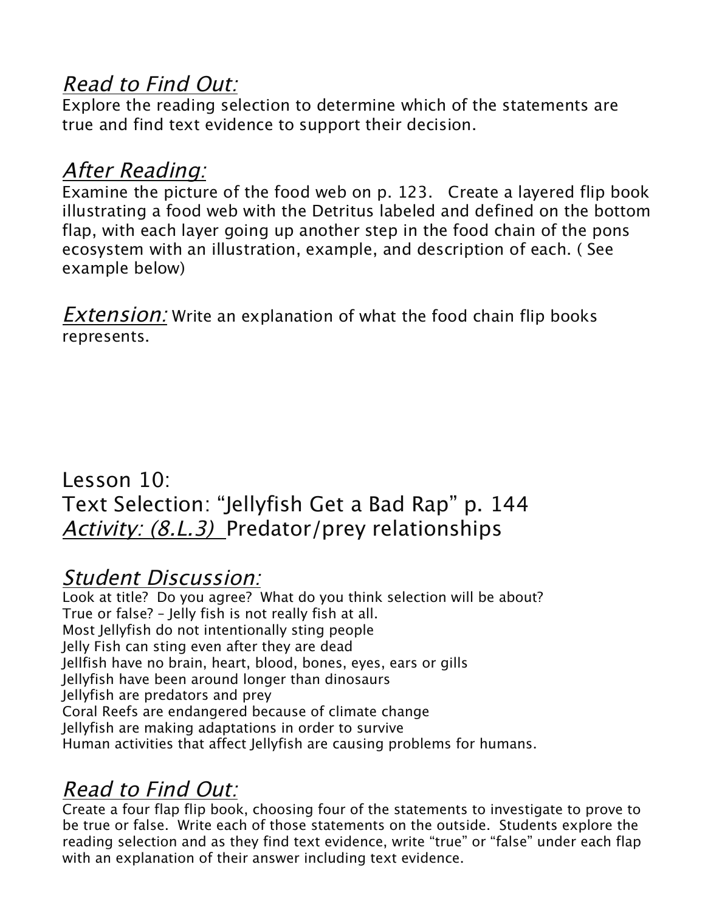## *Read to Find Out:*

Explore the reading selection to determine which of the statements are true and find text evidence to support their decision.

## *After Reading:*

Examine the picture of the food web on p. 123. Create a layered flip book illustrating a food web with the Detritus labeled and defined on the bottom flap, with each layer going up another step in the food chain of the pons ecosystem with an illustration, example, and description of each. ( See example below)

*Extension:* Write an explanation of what the food chain flip books represents.

# Lesson 10:

## Text Selection: "Jellyfish Get a Bad Rap" p. 144

## *Activity: (8.L.3)* Predator/prey relationships

## *Student Discussion:*

Look at title? Do you agree? What do you think selection will be about?
True or false? – Jelly fish is not really fish at all.
Most Jellyfish do not intentionally sting people
Jelly Fish can sting even after they are dead
Jellfish have no brain, heart, blood, bones, eyes, ears or gills
Jellyfish have been around longer than dinosaurs
Jellyfish are predators and prey
Coral Reefs are endangered because of climate change
Jellyfish are making adaptations in order to survive
Human activities that affect Jellyfish are causing problems for humans.

## *Read to Find Out:*

Create a four flap flip book, choosing four of the statements to investigate to prove to be true or false. Write each of those statements on the outside. Students explore the reading selection and as they find text evidence, write "true" or "false" under each flap with an explanation of their answer including text evidence.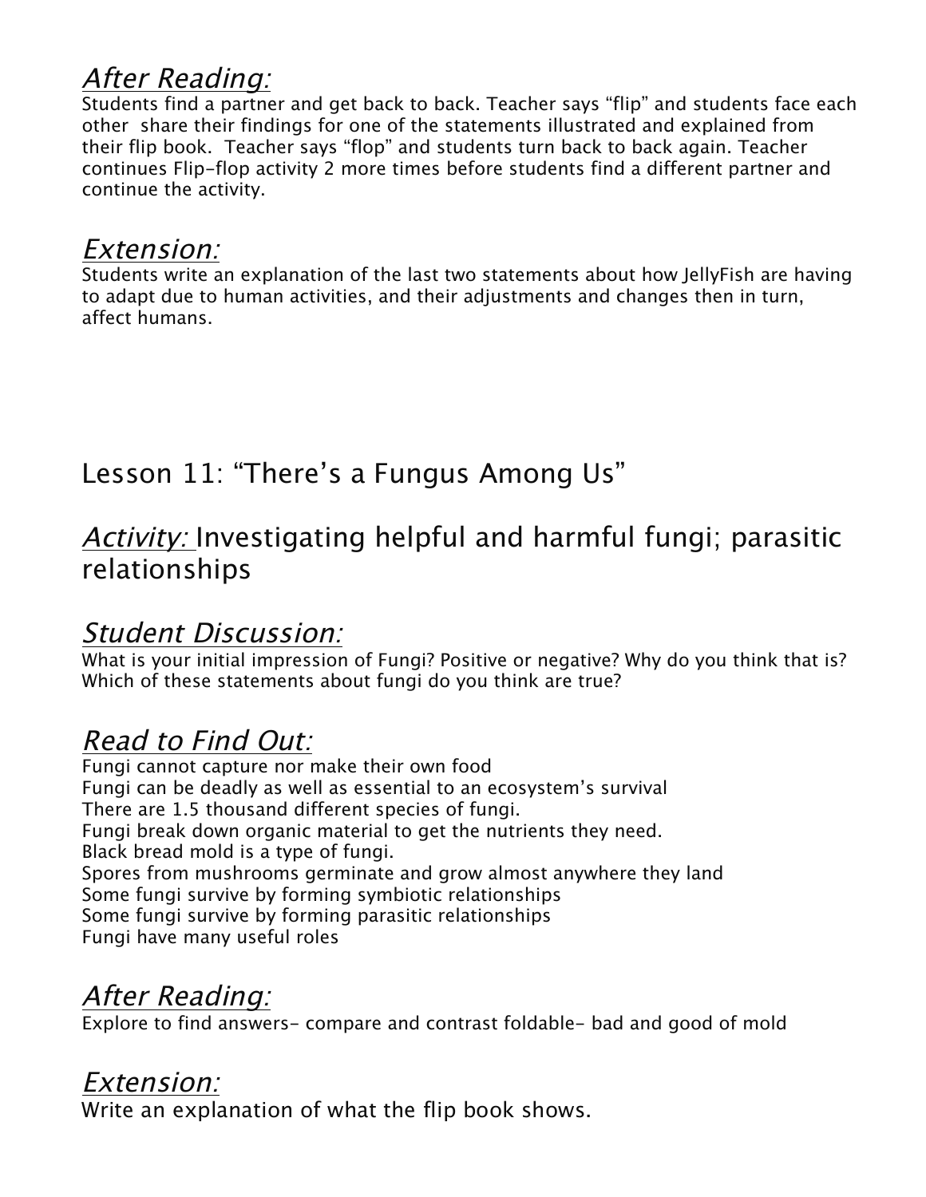## *After Reading:*

Students find a partner and get back to back. Teacher says “flip” and students face each other  share their findings for one of the statements illustrated and explained from their flip book.  Teacher says “flop” and students turn back to back again. Teacher continues Flip-flop activity 2 more times before students find a different partner and continue the activity.

## *Extension:*

Students write an explanation of the last two statements about how JellyFish are having to adapt due to human activities, and their adjustments and changes then in turn, affect humans.

# Lesson 11: “There’s a Fungus Among Us”

## *Activity:* Investigating helpful and harmful fungi; parasitic relationships

## *Student Discussion:*

What is your initial impression of Fungi? Positive or negative? Why do you think that is? Which of these statements about fungi do you think are true?

## *Read to Find Out:*

Fungi cannot capture nor make their own food
Fungi can be deadly as well as essential to an ecosystem’s survival
There are 1.5 thousand different species of fungi.
Fungi break down organic material to get the nutrients they need.
Black bread mold is a type of fungi.
Spores from mushrooms germinate and grow almost anywhere they land
Some fungi survive by forming symbiotic relationships
Some fungi survive by forming parasitic relationships
Fungi have many useful roles

## *After Reading:*

Explore to find answers- compare and contrast foldable- bad and good of mold

## *Extension:*

Write an explanation of what the flip book shows.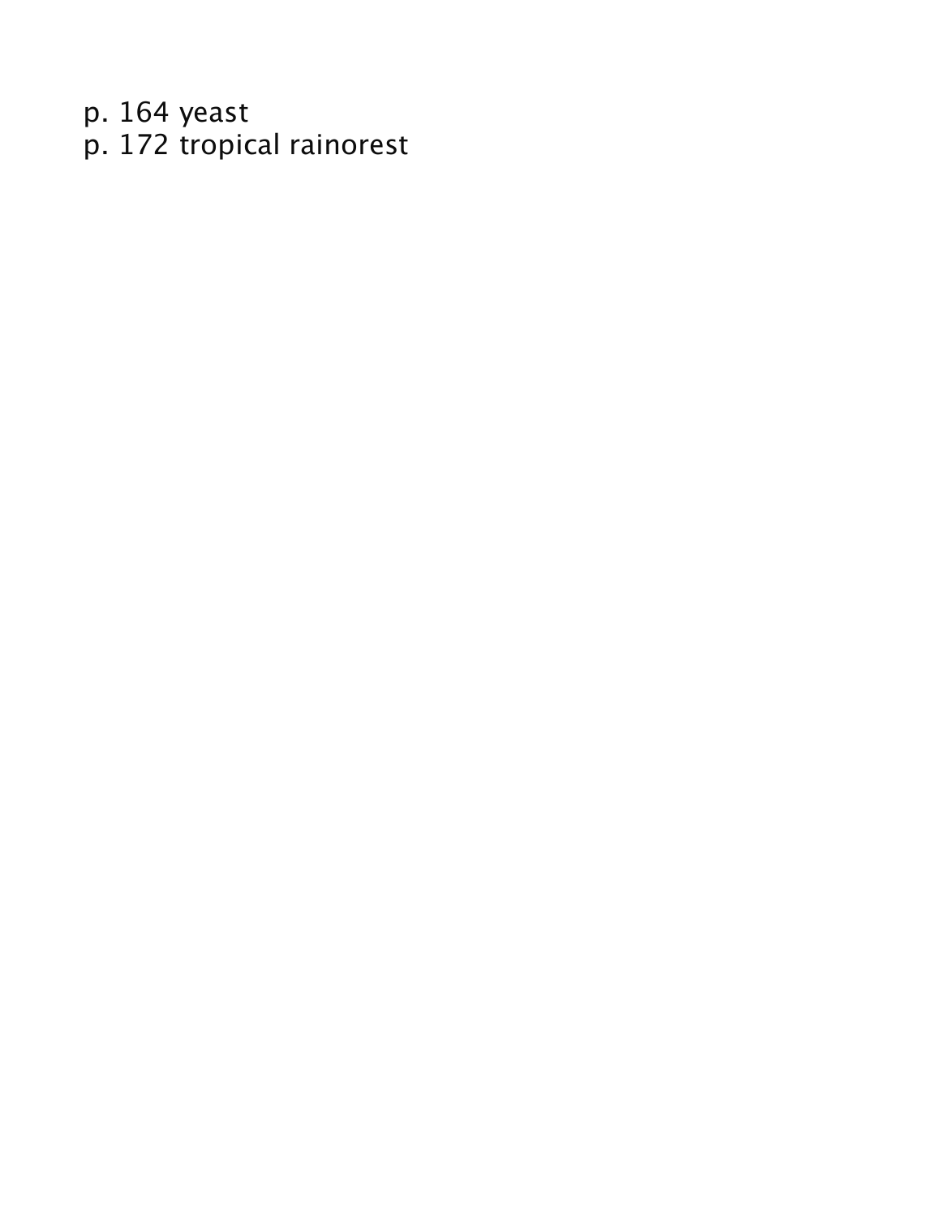p. 164 yeast
p. 172 tropical rainorest